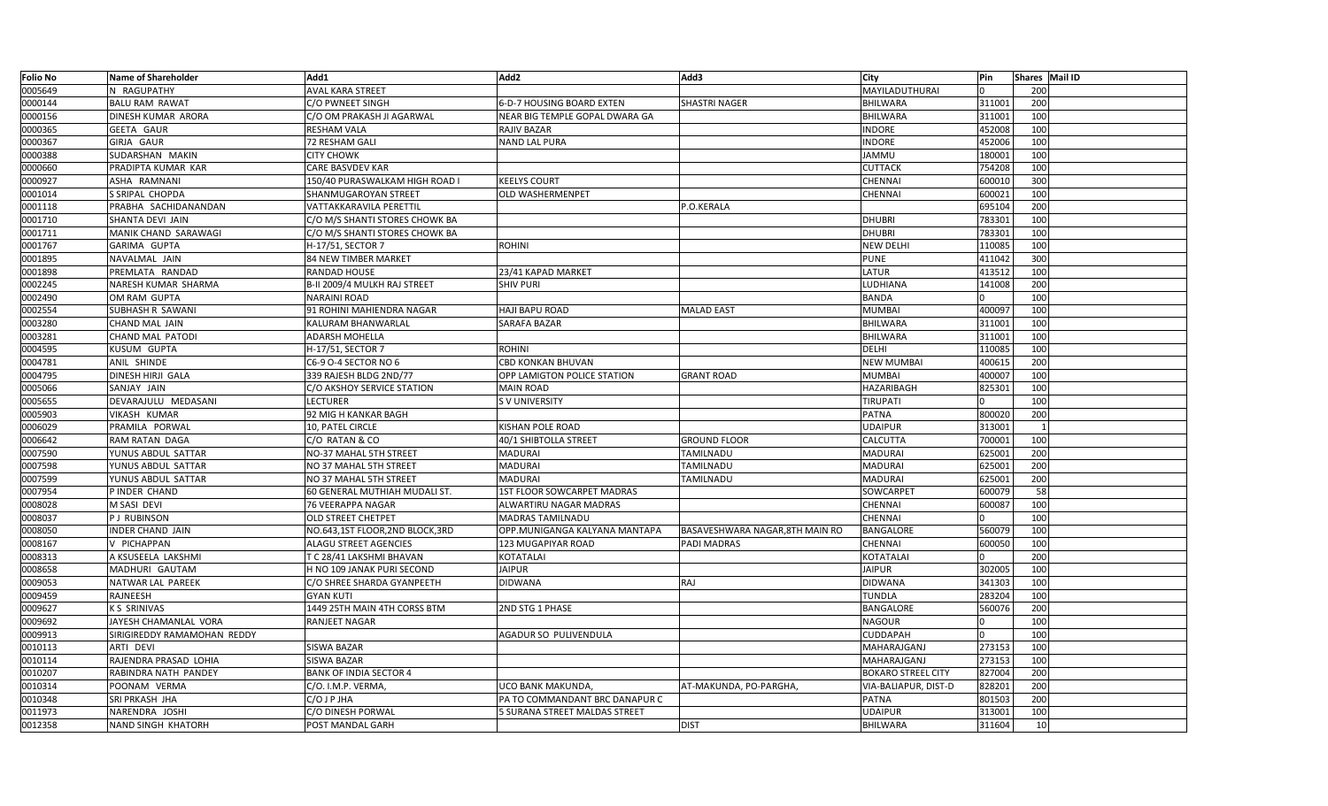| Folio No | Name of Shareholder | Add1 | Add2 | Add3 | City | Pin | Shares | Mail ID |
|---|---|---|---|---|---|---|---|---|
| 0005649 | N RAGUPATHY | AVAL KARA STREET | | | MAYILADUTHURAI | 0 | 200 | |
| 0000144 | BALU RAM RAWAT | C/O PWNEET SINGH | 6-D-7 HOUSING BOARD EXTEN | SHASTRI NAGER | BHILWARA | 311001 | 200 | |
| 0000156 | DINESH KUMAR ARORA | C/O OM PRAKASH JI AGARWAL | NEAR BIG TEMPLE GOPAL DWARA GA | | BHILWARA | 311001 | 100 | |
| 0000365 | GEETA GAUR | RESHAM VALA | RAJIV BAZAR | | INDORE | 452008 | 100 | |
| 0000367 | GIRJA GAUR | 72 RESHAM GALI | NAND LAL PURA | | INDORE | 452006 | 100 | |
| 0000388 | SUDARSHAN MAKIN | CITY CHOWK | | | JAMMU | 180001 | 100 | |
| 0000660 | PRADIPTA KUMAR KAR | CARE BASVDEV KAR | | | CUTTACK | 754208 | 100 | |
| 0000927 | ASHA RAMNANI | 150/40 PURASWALKAM HIGH ROAD I | KEELYS COURT | | CHENNAI | 600010 | 300 | |
| 0001014 | S SRIPAL CHOPDA | SHANMUGAROYAN STREET | OLD WASHERMENPET | | CHENNAI | 600021 | 100 | |
| 0001118 | PRABHA SACHIDANANDAN | VATTAKKARAVILA PERETTIL | | P.O.KERALA | | 695104 | 200 | |
| 0001710 | SHANTA DEVI JAIN | C/O M/S SHANTI STORES CHOWK BA | | | DHUBRI | 783301 | 100 | |
| 0001711 | MANIK CHAND SARAWAGI | C/O M/S SHANTI STORES CHOWK BA | | | DHUBRI | 783301 | 100 | |
| 0001767 | GARIMA GUPTA | H-17/51, SECTOR 7 | ROHINI | | NEW DELHI | 110085 | 100 | |
| 0001895 | NAVALMAL JAIN | 84 NEW TIMBER MARKET | | | PUNE | 411042 | 300 | |
| 0001898 | PREMLATA RANDAD | RANDAD HOUSE | 23/41 KAPAD MARKET | | LATUR | 413512 | 100 | |
| 0002245 | NARESH KUMAR SHARMA | B-II 2009/4 MULKH RAJ STREET | SHIV PURI | | LUDHIANA | 141008 | 200 | |
| 0002490 | OM RAM GUPTA | NARAINI ROAD | | | BANDA | 0 | 100 | |
| 0002554 | SUBHASH R SAWANI | 91 ROHINI MAHIENDRA NAGAR | HAJI BAPU ROAD | MALAD EAST | MUMBAI | 400097 | 100 | |
| 0003280 | CHAND MAL JAIN | KALURAM BHANWARLAL | SARAFA BAZAR | | BHILWARA | 311001 | 100 | |
| 0003281 | CHAND MAL PATODI | ADARSH MOHELLA | | | BHILWARA | 311001 | 100 | |
| 0004595 | KUSUM GUPTA | H-17/51, SECTOR 7 | ROHINI | | DELHI | 110085 | 100 | |
| 0004781 | ANIL SHINDE | C6-9 O-4 SECTOR NO 6 | CBD KONKAN BHUVAN | | NEW MUMBAI | 400615 | 200 | |
| 0004795 | DINESH HIRJI GALA | 339 RAJESH BLDG 2ND/77 | OPP LAMIGTON POLICE STATION | GRANT ROAD | MUMBAI | 400007 | 100 | |
| 0005066 | SANJAY JAIN | C/O AKSHOY SERVICE STATION | MAIN ROAD | | HAZARIBAGH | 825301 | 100 | |
| 0005655 | DEVARAJULU MEDASANI | LECTURER | S V UNIVERSITY | | TIRUPATI | 0 | 100 | |
| 0005903 | VIKASH KUMAR | 92 MIG H KANKAR BAGH | | | PATNA | 800020 | 200 | |
| 0006029 | PRAMILA PORWAL | 10, PATEL CIRCLE | KISHAN POLE ROAD | | UDAIPUR | 313001 | 1 | |
| 0006642 | RAM RATAN DAGA | C/O RATAN & CO | 40/1 SHIBTOLLA STREET | GROUND FLOOR | CALCUTTA | 700001 | 100 | |
| 0007590 | YUNUS ABDUL SATTAR | NO-37 MAHAL 5TH STREET | MADURAI | TAMILNADU | MADURAI | 625001 | 200 | |
| 0007598 | YUNUS ABDUL SATTAR | NO 37 MAHAL 5TH STREET | MADURAI | TAMILNADU | MADURAI | 625001 | 200 | |
| 0007599 | YUNUS ABDUL SATTAR | NO 37 MAHAL 5TH STREET | MADURAI | TAMILNADU | MADURAI | 625001 | 200 | |
| 0007954 | P INDER CHAND | 60 GENERAL MUTHIAH MUDALI ST. | 1ST FLOOR SOWCARPET MADRAS | | SOWCARPET | 600079 | 58 | |
| 0008028 | M SASI DEVI | 76 VEERAPPA NAGAR | ALWARTIRU NAGAR MADRAS | | CHENNAI | 600087 | 100 | |
| 0008037 | P J RUBINSON | OLD STREET CHETPET | MADRAS TAMILNADU | | CHENNAI | 0 | 100 | |
| 0008050 | INDER CHAND JAIN | NO.643,1ST FLOOR,2ND BLOCK,3RD | OPP.MUNIGANGA KALYANA MANTAPA | BASAVESHWARA NAGAR,8TH MAIN RO | BANGALORE | 560079 | 100 | |
| 0008167 | V PICHAPPAN | ALAGU STREET AGENCIES | 123 MUGAPIYAR ROAD | PADI MADRAS | CHENNAI | 600050 | 100 | |
| 0008313 | A KSUSEELA LAKSHMI | T C 28/41 LAKSHMI BHAVAN | KOTATALAI | | KOTATALAI | 0 | 200 | |
| 0008658 | MADHURI GAUTAM | H NO 109 JANAK PURI SECOND | JAIPUR | | JAIPUR | 302005 | 100 | |
| 0009053 | NATWAR LAL PAREEK | C/O SHREE SHARDA GYANPEETH | DIDWANA | RAJ | DIDWANA | 341303 | 100 | |
| 0009459 | RAJNEESH | GYAN KUTI | | | TUNDLA | 283204 | 100 | |
| 0009627 | K S SRINIVAS | 1449 25TH MAIN 4TH CORSS BTM | 2ND STG 1 PHASE | | BANGALORE | 560076 | 200 | |
| 0009692 | JAYESH CHAMANLAL VORA | RANJEET NAGAR | | | NAGOUR | 0 | 100 | |
| 0009913 | SIRIGIREDDY RAMAMOHAN REDDY | | AGADUR SO PULIVENDULA | | CUDDAPAH | 0 | 100 | |
| 0010113 | ARTI DEVI | SISWA BAZAR | | | MAHARAJGANJ | 273153 | 100 | |
| 0010114 | RAJENDRA PRASAD LOHIA | SISWA BAZAR | | | MAHARAJGANJ | 273153 | 100 | |
| 0010207 | RABINDRA NATH PANDEY | BANK OF INDIA SECTOR 4 | | | BOKARO STEEL CITY | 827004 | 200 | |
| 0010314 | POONAM VERMA | C/O. I.M.P. VERMA, | UCO BANK MAKUNDA, | AT-MAKUNDA, PO-PARGHA, | VIA-BALIAPUR, DIST-D | 828201 | 200 | |
| 0010348 | SRI PRKASH JHA | C/O J P JHA | PA TO COMMANDANT BRC DANAPUR C | | PATNA | 801503 | 200 | |
| 0011973 | NARENDRA JOSHI | C/O DINESH PORWAL | 5 SURANA STREET MALDAS STREET | | UDAIPUR | 313001 | 100 | |
| 0012358 | NAND SINGH KHATORH | POST MANDAL GARH | | DIST | BHILWARA | 311604 | 10 | |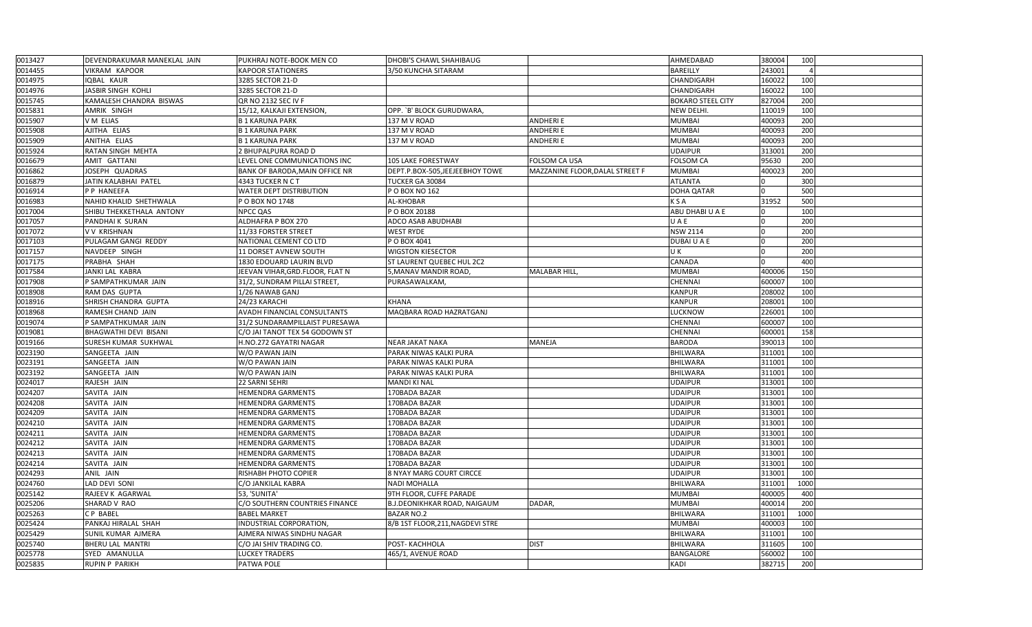| | | | | | | | | |
|---|---|---|---|---|---|---|---|---|
| 0013427 | DEVENDRAKUMAR MANEKLAL JAIN | PUKHRAJ NOTE-BOOK MEN CO | DHOBI'S CHAWL SHAHIBAUG | | AHMEDABAD | 380004 | 100 | |
| 0014455 | VIKRAM KAPOOR | KAPOOR STATIONERS | 3/50 KUNCHA SITARAM | | BAREILLY | 243001 | 4 | |
| 0014975 | IQBAL KAUR | 3285 SECTOR 21-D | | | CHANDIGARH | 160022 | 100 | |
| 0014976 | JASBIR SINGH KOHLI | 3285 SECTOR 21-D | | | CHANDIGARH | 160022 | 100 | |
| 0015745 | KAMALESH CHANDRA BISWAS | QR NO 2132 SEC IV F | | | BOKARO STEEL CITY | 827004 | 200 | |
| 0015831 | AMRIK SINGH | 15/12, KALKAJI EXTENSION, | OPP. `B' BLOCK GURUDWARA, | | NEW DELHI. | 110019 | 100 | |
| 0015907 | V M ELIAS | B 1 KARUNA PARK | 137 M V ROAD | ANDHERI E | MUMBAI | 400093 | 200 | |
| 0015908 | AJITHA ELIAS | B 1 KARUNA PARK | 137 M V ROAD | ANDHERI E | MUMBAI | 400093 | 200 | |
| 0015909 | ANITHA ELIAS | B 1 KARUNA PARK | 137 M V ROAD | ANDHERI E | MUMBAI | 400093 | 200 | |
| 0015924 | RATAN SINGH MEHTA | 2 BHUPALPURA ROAD D | | | UDAIPUR | 313001 | 200 | |
| 0016679 | AMIT GATTANI | LEVEL ONE COMMUNICATIONS INC | 105 LAKE FORESTWAY | FOLSOM CA USA | FOLSOM CA | 95630 | 200 | |
| 0016862 | JOSEPH QUADRAS | BANK OF BARODA,MAIN OFFICE NR | DEPT.P.BOX-505,JEEJEEBHOY TOWE | MAZZANINE FLOOR,DALAL STREET F | MUMBAI | 400023 | 200 | |
| 0016879 | JATIN KALABHAI PATEL | 4343 TUCKER N C T | TUCKER GA 30084 | | ATLANTA | 0 | 300 | |
| 0016914 | P P HANEEFA | WATER DEPT DISTRIBUTION | P O BOX NO 162 | | DOHA QATAR | 0 | 500 | |
| 0016983 | NAHID KHALID SHETHWALA | P O BOX NO 1748 | AL-KHOBAR | | K S A | 31952 | 500 | |
| 0017004 | SHIBU THEKKETHALA ANTONY | NPCC QAS | P O BOX 20188 | | ABU DHABI U A E | 0 | 100 | |
| 0017057 | PANDHAI K SURAN | ALDHAFRA P BOX 270 | ADCO ASAB ABUDHABI | | U A E | 0 | 200 | |
| 0017072 | V V KRISHNAN | 11/33 FORSTER STREET | WEST RYDE | | NSW 2114 | 0 | 200 | |
| 0017103 | PULAGAM GANGI REDDY | NATIONAL CEMENT CO LTD | P O BOX 4041 | | DUBAI U A E | 0 | 200 | |
| 0017157 | NAVDEEP SINGH | 11 DORSET AVNEW SOUTH | WIGSTON KIESECTOR | | U K | 0 | 200 | |
| 0017175 | PRABHA SHAH | 1830 EDOUARD LAURIN BLVD | ST LAURENT QUEBEC HUL 2C2 | | CANADA | 0 | 400 | |
| 0017584 | JANKI LAL KABRA | JEEVAN VIHAR,GRD.FLOOR, FLAT N | 5,MANAV MANDIR ROAD, | MALABAR HILL, | MUMBAI | 400006 | 150 | |
| 0017908 | P SAMPATHKUMAR JAIN | 31/2, SUNDRAM PILLAI STREET, | PURASAWALKAM, | | CHENNAI | 600007 | 100 | |
| 0018908 | RAM DAS GUPTA | 1/26 NAWAB GANJ | | | KANPUR | 208002 | 100 | |
| 0018916 | SHRISH CHANDRA GUPTA | 24/23 KARACHI | KHANA | | KANPUR | 208001 | 100 | |
| 0018968 | RAMESH CHAND JAIN | AVADH FINANCIAL CONSULTANTS | MAQBARA ROAD HAZRATGANJ | | LUCKNOW | 226001 | 100 | |
| 0019074 | P SAMPATHKUMAR JAIN | 31/2 SUNDARAMPILLAIST PURESAWA | | | CHENNAI | 600007 | 100 | |
| 0019081 | BHAGWATHI DEVI BISANI | C/O JAI TANOT TEX 54 GODOWN ST | | | CHENNAI | 600001 | 158 | |
| 0019166 | SURESH KUMAR SUKHWAL | H.NO.272 GAYATRI NAGAR | NEAR JAKAT NAKA | MANEJA | BARODA | 390013 | 100 | |
| 0023190 | SANGEETA JAIN | W/O PAWAN JAIN | PARAK NIWAS KALKI PURA | | BHILWARA | 311001 | 100 | |
| 0023191 | SANGEETA JAIN | W/O PAWAN JAIN | PARAK NIWAS KALKI PURA | | BHILWARA | 311001 | 100 | |
| 0023192 | SANGEETA JAIN | W/O PAWAN JAIN | PARAK NIWAS KALKI PURA | | BHILWARA | 311001 | 100 | |
| 0024017 | RAJESH JAIN | 22 SARNI SEHRI | MANDI KI NAL | | UDAIPUR | 313001 | 100 | |
| 0024207 | SAVITA JAIN | HEMENDRA GARMENTS | 170BADA BAZAR | | UDAIPUR | 313001 | 100 | |
| 0024208 | SAVITA JAIN | HEMENDRA GARMENTS | 170BADA BAZAR | | UDAIPUR | 313001 | 100 | |
| 0024209 | SAVITA JAIN | HEMENDRA GARMENTS | 170BADA BAZAR | | UDAIPUR | 313001 | 100 | |
| 0024210 | SAVITA JAIN | HEMENDRA GARMENTS | 170BADA BAZAR | | UDAIPUR | 313001 | 100 | |
| 0024211 | SAVITA JAIN | HEMENDRA GARMENTS | 170BADA BAZAR | | UDAIPUR | 313001 | 100 | |
| 0024212 | SAVITA JAIN | HEMENDRA GARMENTS | 170BADA BAZAR | | UDAIPUR | 313001 | 100 | |
| 0024213 | SAVITA JAIN | HEMENDRA GARMENTS | 170BADA BAZAR | | UDAIPUR | 313001 | 100 | |
| 0024214 | SAVITA JAIN | HEMENDRA GARMENTS | 170BADA BAZAR | | UDAIPUR | 313001 | 100 | |
| 0024293 | ANIL JAIN | RISHABH PHOTO COPIER | 8 NYAY MARG COURT CIRCCE | | UDAIPUR | 313001 | 100 | |
| 0024760 | LAD DEVI SONI | C/O JANKILAL KABRA | NADI MOHALLA | | BHILWARA | 311001 | 1000 | |
| 0025142 | RAJEEV K AGARWAL | 53, 'SUNITA' | 9TH FLOOR, CUFFE PARADE | | MUMBAI | 400005 | 400 | |
| 0025206 | SHARAD V RAO | C/O SOUTHERN COUNTRIES FINANCE | B.J.DEONIKHKAR ROAD, NAIGAUM | DADAR, | MUMBAI | 400014 | 200 | |
| 0025263 | C P BABEL | BABEL MARKET | BAZAR NO.2 | | BHILWARA | 311001 | 1000 | |
| 0025424 | PANKAJ HIRALAL SHAH | INDUSTRIAL CORPORATION, | 8/B 1ST FLOOR,211,NAGDEVI STRE | | MUMBAI | 400003 | 100 | |
| 0025429 | SUNIL KUMAR AJMERA | AJMERA NIWAS SINDHU NAGAR | | | BHILWARA | 311001 | 100 | |
| 0025740 | BHERU LAL MANTRI | C/O JAI SHIV TRADING CO. | POST- KACHHOLA | DIST | BHILWARA | 311605 | 100 | |
| 0025778 | SYED AMANULLA | LUCKEY TRADERS | 465/1, AVENUE ROAD | | BANGALORE | 560002 | 100 | |
| 0025835 | RUPIN P PARIKH | PATWA POLE | | | KADI | 382715 | 200 | |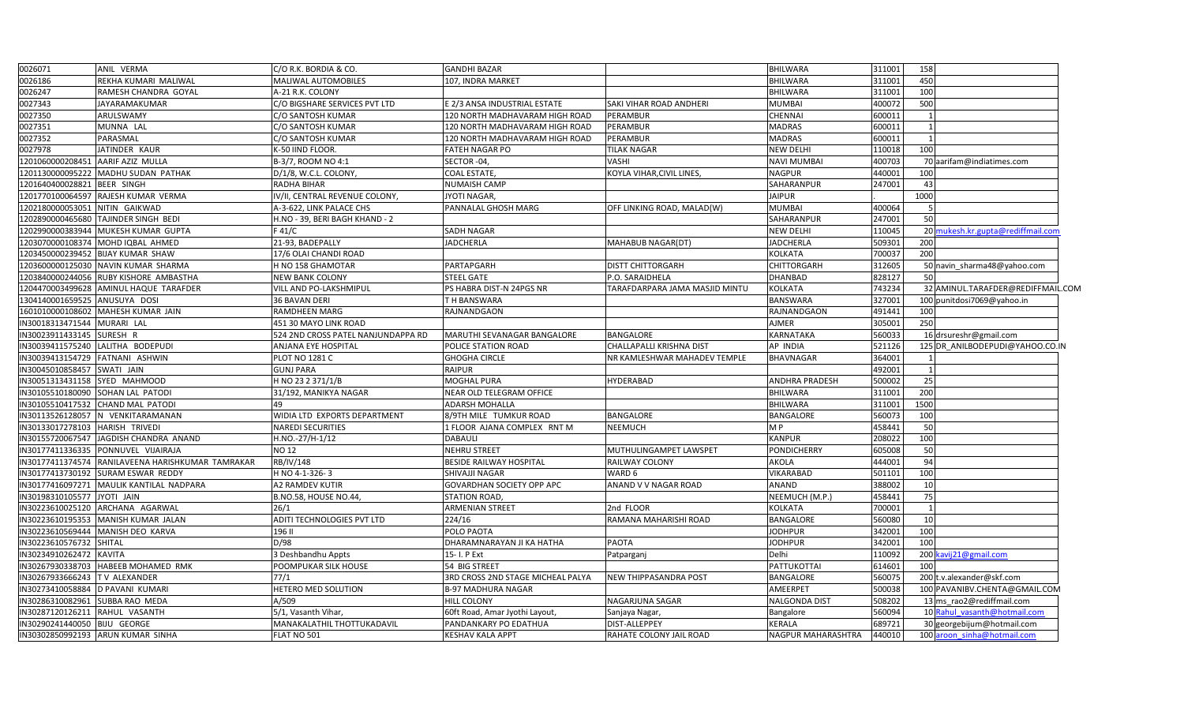| | | | | | | | | |
|---|---|---|---|---|---|---|---|---|
| 0026071 | ANIL VERMA | C/O R.K. BORDIA & CO. | GANDHI BAZAR | | BHILWARA | 311001 | 158 | |
| 0026186 | REKHA KUMARI MALIWAL | MALIWAL AUTOMOBILES | 107, INDRA MARKET | | BHILWARA | 311001 | 450 | |
| 0026247 | RAMESH CHANDRA GOYAL | A-21 R.K. COLONY | | | BHILWARA | 311001 | 100 | |
| 0027343 | JAYARAMAKUMAR | C/O BIGSHARE SERVICES PVT LTD | E 2/3 ANSA INDUSTRIAL ESTATE | SAKI VIHAR ROAD ANDHERI | MUMBAI | 400072 | 500 | |
| 0027350 | ARULSWAMY | C/O SANTOSH KUMAR | 120 NORTH MADHAVARAM HIGH ROAD | PERAMBUR | CHENNAI | 600011 | 1 | |
| 0027351 | MUNNA LAL | C/O SANTOSH KUMAR | 120 NORTH MADHAVARAM HIGH ROAD | PERAMBUR | MADRAS | 600011 | 1 | |
| 0027352 | PARASMAL | C/O SANTOSH KUMAR | 120 NORTH MADHAVARAM HIGH ROAD | PERAMBUR | MADRAS | 600011 | 1 | |
| 0027978 | JATINDER KAUR | K-50 IIND FLOOR. | FATEH NAGAR PO | TILAK NAGAR | NEW DELHI | 110018 | 100 | |
| 1201060000208451 | AARIF AZIZ MULLA | B-3/7, ROOM NO 4:1 | SECTOR -04, | VASHI | NAVI MUMBAI | 400703 | 70 | aarifam@indiatimes.com |
| 1201130000095222 | MADHU SUDAN PATHAK | D/1/8, W.C.L. COLONY, | COAL ESTATE, | KOYLA VIHAR,CIVIL LINES, | NAGPUR | 440001 | 100 | |
| 1201640400028821 | BEER SINGH | RADHA BIHAR | NUMAISH CAMP | | SAHARANPUR | 247001 | 43 | |
| 1201770100064597 | RAJESH KUMAR VERMA | IV/II, CENTRAL REVENUE COLONY, | JYOTI NAGAR, | | JAIPUR | . | 1000 | |
| 1202180000053051 | NITIN GAIKWAD | A-3-622, LINK PALACE CHS | PANNALAL GHOSH MARG | OFF LINKING ROAD, MALAD(W) | MUMBAI | 400064 | 5 | |
| 1202890000465680 | TAJINDER SINGH BEDI | H.NO - 39, BERI BAGH KHAND - 2 | | | SAHARANPUR | 247001 | 50 | |
| 1202990000383944 | MUKESH KUMAR GUPTA | F 41/C | SADH NAGAR | | NEW DELHI | 110045 | 20 | mukesh.kr.gupta@rediffmail.com |
| 1203070000108374 | MOHD IQBAL AHMED | 21-93, BADEPALLY | JADCHERLA | MAHABUB NAGAR(DT) | JADCHERLA | 509301 | 200 | |
| 1203450000239452 | BIJAY KUMAR SHAW | 17/6 OLAI CHANDI ROAD | | | KOLKATA | 700037 | 200 | |
| 1203600000125030 | NAVIN KUMAR SHARMA | H NO 158 GHAMOTAR | PARTAPGARH | DISTT CHITTORGARH | CHITTORGARH | 312605 | 50 | navin_sharma48@yahoo.com |
| 1203840000244056 | RUBY KISHORE AMBASTHA | NEW BANK COLONY | STEEL GATE | P.O. SARAIDHELA | DHANBAD | 828127 | 50 | |
| 1204470003499628 | AMINUL HAQUE TARAFDER | VILL AND PO-LAKSHMIPUL | PS HABRA DIST-N 24PGS NR | TARAFDARPARA JAMA MASJID MINTU | KOLKATA | 743234 | 32 | AMINUL.TARAFDER@REDIFFMAIL.COM |
| 1304140001659525 | ANUSUYA DOSI | 36 BAVAN DERI | T H BANSWARA | | BANSWARA | 327001 | 100 | punitdosi7069@yahoo.in |
| 1601010000108602 | MAHESH KUMAR JAIN | RAMDHEEN MARG | RAJNANDGAON | | RAJNANDGAON | 491441 | 100 | |
| IN30018313471544 | MURARI LAL | 451 30 MAYO LINK ROAD | | | AJMER | 305001 | 250 | |
| IN30023911433145 | SURESH R | 524 2ND CROSS PATEL NANJUNDAPPA RD | MARUTHI SEVANAGAR BANGALORE | BANGALORE | KARNATAKA | 560033 | 16 | drsureshr@gmail.com |
| IN30039411575240 | LALITHA BODEPUDI | ANJANA EYE HOSPITAL | POLICE STATION ROAD | CHALLAPALLI KRISHNA DIST | AP INDIA | 521126 | 125 | DR_ANILBODEPUDI@YAHOO.CO.IN |
| IN30039413154729 | FATNANI ASHWIN | PLOT NO 1281 C | GHOGHA CIRCLE | NR KAMLESHWAR MAHADEV TEMPLE | BHAVNAGAR | 364001 | 1 | |
| IN30045010858457 | SWATI JAIN | GUNJ PARA | RAIPUR | | | 492001 | 1 | |
| IN30051313431158 | SYED MAHMOOD | H NO 23 2 371/1/B | MOGHAL PURA | HYDERABAD | ANDHRA PRADESH | 500002 | 25 | |
| IN30105510180090 | SOHAN LAL PATODI | 31/192, MANIKYA NAGAR | NEAR OLD TELEGRAM OFFICE | | BHILWARA | 311001 | 200 | |
| IN30105510417532 | CHAND MAL PATODI | 49 | ADARSH MOHALLA | | BHILWARA | 311001 | 1500 | |
| IN30113526128057 | N VENKITARAMANAN | WIDIA LTD EXPORTS DEPARTMENT | 8/9TH MILE TUMKUR ROAD | BANGALORE | BANGALORE | 560073 | 100 | |
| IN30133017278103 | HARISH TRIVEDI | NAREDI SECURITIES | 1 FLOOR AJANA COMPLEX RNT M | NEEMUCH | M P | 458441 | 50 | |
| IN30155720067547 | JAGDISH CHANDRA ANAND | H.NO.-27/H-1/12 | DABAULI | | KANPUR | 208022 | 100 | |
| IN30177411336335 | PONNUVEL VIJAIRAJA | NO 12 | NEHRU STREET | MUTHULINGAMPET LAWSPET | PONDICHERRY | 605008 | 50 | |
| IN30177411374574 | RANILAVEENA HARISHKUMAR TAMRAKAR | RB/IV/148 | BESIDE RAILWAY HOSPITAL | RAILWAY COLONY | AKOLA | 444001 | 94 | |
| IN30177413730192 | SURAM ESWAR REDDY | H NO 4-1-326- 3 | SHIVAJJI NAGAR | WARD 6 | VIKARABAD | 501101 | 100 | |
| IN30177416097271 | MAULIK KANTILAL NADPARA | A2 RAMDEV KUTIR | GOVARDHAN SOCIETY OPP APC | ANAND V V NAGAR ROAD | ANAND | 388002 | 10 | |
| IN30198310105577 | JYOTI JAIN | B.NO.58, HOUSE NO.44, | STATION ROAD, | | NEEMUCH (M.P.) | 458441 | 75 | |
| IN30223610025120 | ARCHANA AGARWAL | 26/1 | ARMENIAN STREET | 2nd FLOOR | KOLKATA | 700001 | 1 | |
| IN30223610195353 | MANISH KUMAR JALAN | ADITI TECHNOLOGIES PVT LTD | 224/16 | RAMANA MAHARISHI ROAD | BANGALORE | 560080 | 10 | |
| IN30223610569444 | MANISH DEO KARVA | 196 II | POLO PAOTA | | JODHPUR | 342001 | 100 | |
| IN30223610576732 | SHITAL | D/98 | DHARAMNARAYAN JI KA HATHA | PAOTA | JODHPUR | 342001 | 100 | |
| IN30234910262472 | KAVITA | 3 Deshbandhu Appts | 15- I. P Ext | Patparganj | Delhi | 110092 | 200 | kavij21@gmail.com |
| IN30267930338703 | HABEEB MOHAMED RMK | POOMPUKAR SILK HOUSE | 54 BIG STREET | | PATTUKOTTAI | 614601 | 100 | |
| IN30267933666243 | T V ALEXANDER | 77/1 | 3RD CROSS 2ND STAGE MICHEAL PALYA | NEW THIPPASANDRA POST | BANGALORE | 560075 | 200 | t.v.alexander@skf.com |
| IN30273410058884 | D PAVANI KUMARI | HETERO MED SOLUTION | B-97 MADHURA NAGAR | | AMEERPET | 500038 | 100 | PAVANIBV.CHENTA@GMAIL.COM |
| IN30286310082961 | SUBBA RAO MEDA | A/509 | HILL COLONY | NAGARJUNA SAGAR | NALGONDA DIST | 508202 | 13 | ms_rao2@rediffmail.com |
| IN30287120126211 | RAHUL VASANTH | 5/1, Vasanth Vihar, | 60ft Road, Amar Jyothi Layout, | Sanjaya Nagar, | Bangalore | 560094 | 10 | Rahul_vasanth@hotmail.com |
| IN30290241440050 | BIJU GEORGE | MANAKALATHIL THOTTUKADAVIL | PANDANKARY PO EDATHUA | DIST-ALLEPPEY | KERALA | 689721 | 30 | georgebijum@hotmail.com |
| IN30302850992193 | ARUN KUMAR SINHA | FLAT NO 501 | KESHAV KALA APPT | RAHATE COLONY JAIL ROAD | NAGPUR MAHARASHTRA | 440010 | 100 | aroon_sinha@hotmail.com |